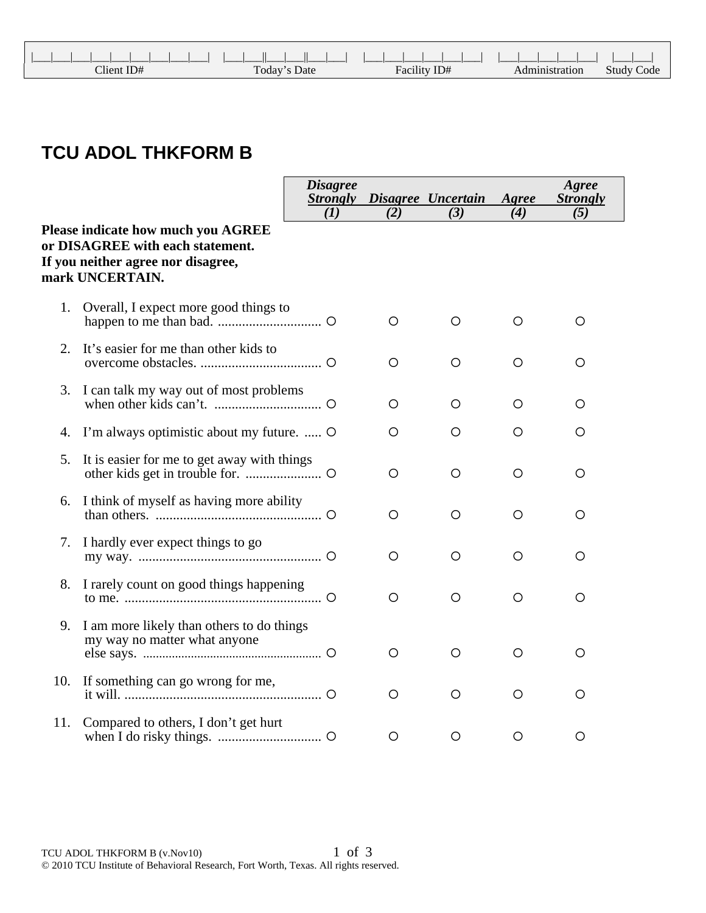| Client ID# | Today's Date | Facility ID# | Administration | Study Code |
|---|---|---|---|---|
| \|\_\_\_\|\_\_\_\|\_\_\_\|\_\_\_\|\_\_\_\|\_\_\_\|\_\_\_\|\_\_\_\|\_\_\_\|\_\_\_\| | \|\_\_\_\|\_\_\_\|\|\_\_\_\|\_\_\_\|\|\_\_\_\|\_\_\_\| | \|\_\_\_\|\_\_\_\|\_\_\_\|\_\_\_\|\_\_\_\|\_\_\_\| | \|\_\_\_\|\_\_\_\|\_\_\_\|\_\_\_\|\_\_\_\| | \|\_\_\_\|\_\_\_\| |

# TCU ADOL THKFORM B

**Please indicate how much you AGREE or DISAGREE with each statement. If you neither agree nor disagree, mark UNCERTAIN.**

| | *Disagree Strongly (1)* | *Disagree (2)* | *Uncertain (3)* | *Agree (4)* | *Agree Strongly (5)* |
|---|---|---|---|---|---|
| 1. Overall, I expect more good things to happen to me than bad. | ○ | ○ | ○ | ○ | ○ |
| 2. It's easier for me than other kids to overcome obstacles. | ○ | ○ | ○ | ○ | ○ |
| 3. I can talk my way out of most problems when other kids can't. | ○ | ○ | ○ | ○ | ○ |
| 4. I'm always optimistic about my future. | ○ | ○ | ○ | ○ | ○ |
| 5. It is easier for me to get away with things other kids get in trouble for. | ○ | ○ | ○ | ○ | ○ |
| 6. I think of myself as having more ability than others. | ○ | ○ | ○ | ○ | ○ |
| 7. I hardly ever expect things to go my way. | ○ | ○ | ○ | ○ | ○ |
| 8. I rarely count on good things happening to me. | ○ | ○ | ○ | ○ | ○ |
| 9. I am more likely than others to do things my way no matter what anyone else says. | ○ | ○ | ○ | ○ | ○ |
| 10. If something can go wrong for me, it will. | ○ | ○ | ○ | ○ | ○ |
| 11. Compared to others, I don't get hurt when I do risky things. | ○ | ○ | ○ | ○ | ○ |

TCU ADOL THKFORM B (v.Nov10)
© 2010 TCU Institute of Behavioral Research, Fort Worth, Texas. All rights reserved.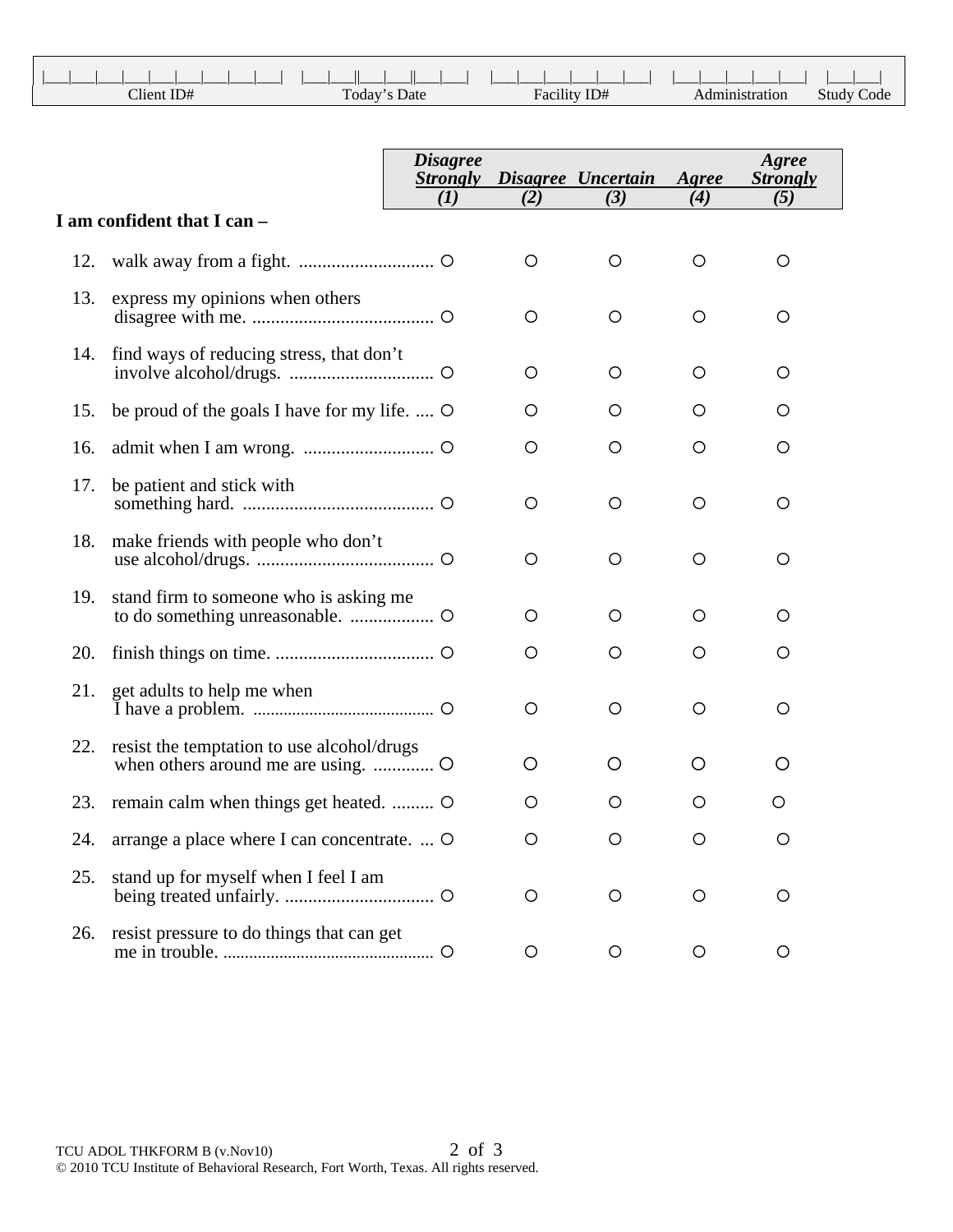| Client ID# | Today's Date | Facility ID# | Administration | Study Code |
|---|---|---|---|---|
| \|\_\_\_\|\_\_\_\|\_\_\_\|\_\_\_\|\_\_\_\|\_\_\_\|\_\_\_\|\_\_\_\|\_\_\_\| | \|\_\_\_\|\_\_\_\|\|\_\_\_\|\_\_\_\|\|\_\_\_\|\_\_\_\| | \|\_\_\_\|\_\_\_\|\_\_\_\|\_\_\_\|\_\_\_\|\_\_\_\| | \|\_\_\_\|\_\_\_\|\_\_\_\|\_\_\_\|\_\_\_\| | \|\_\_\_\|\_\_\_\| |

**I am confident that I can –**

| | | *Disagree Strongly (1)* | *Disagree (2)* | *Uncertain (3)* | *Agree (4)* | *Agree Strongly (5)* |
|---|---|---|---|---|---|---|
| 12. | walk away from a fight. | ○ | ○ | ○ | ○ | ○ |
| 13. | express my opinions when others disagree with me. | ○ | ○ | ○ | ○ | ○ |
| 14. | find ways of reducing stress, that don't involve alcohol/drugs. | ○ | ○ | ○ | ○ | ○ |
| 15. | be proud of the goals I have for my life. | ○ | ○ | ○ | ○ | ○ |
| 16. | admit when I am wrong. | ○ | ○ | ○ | ○ | ○ |
| 17. | be patient and stick with something hard. | ○ | ○ | ○ | ○ | ○ |
| 18. | make friends with people who don't use alcohol/drugs. | ○ | ○ | ○ | ○ | ○ |
| 19. | stand firm to someone who is asking me to do something unreasonable. | ○ | ○ | ○ | ○ | ○ |
| 20. | finish things on time. | ○ | ○ | ○ | ○ | ○ |
| 21. | get adults to help me when I have a problem. | ○ | ○ | ○ | ○ | ○ |
| 22. | resist the temptation to use alcohol/drugs when others around me are using. | ○ | ○ | ○ | ○ | ○ |
| 23. | remain calm when things get heated. | ○ | ○ | ○ | ○ | ○ |
| 24. | arrange a place where I can concentrate. | ○ | ○ | ○ | ○ | ○ |
| 25. | stand up for myself when I feel I am being treated unfairly. | ○ | ○ | ○ | ○ | ○ |
| 26. | resist pressure to do things that can get me in trouble. | ○ | ○ | ○ | ○ | ○ |

TCU ADOL THKFORM B (v.Nov10)
© 2010 TCU Institute of Behavioral Research, Fort Worth, Texas. All rights reserved.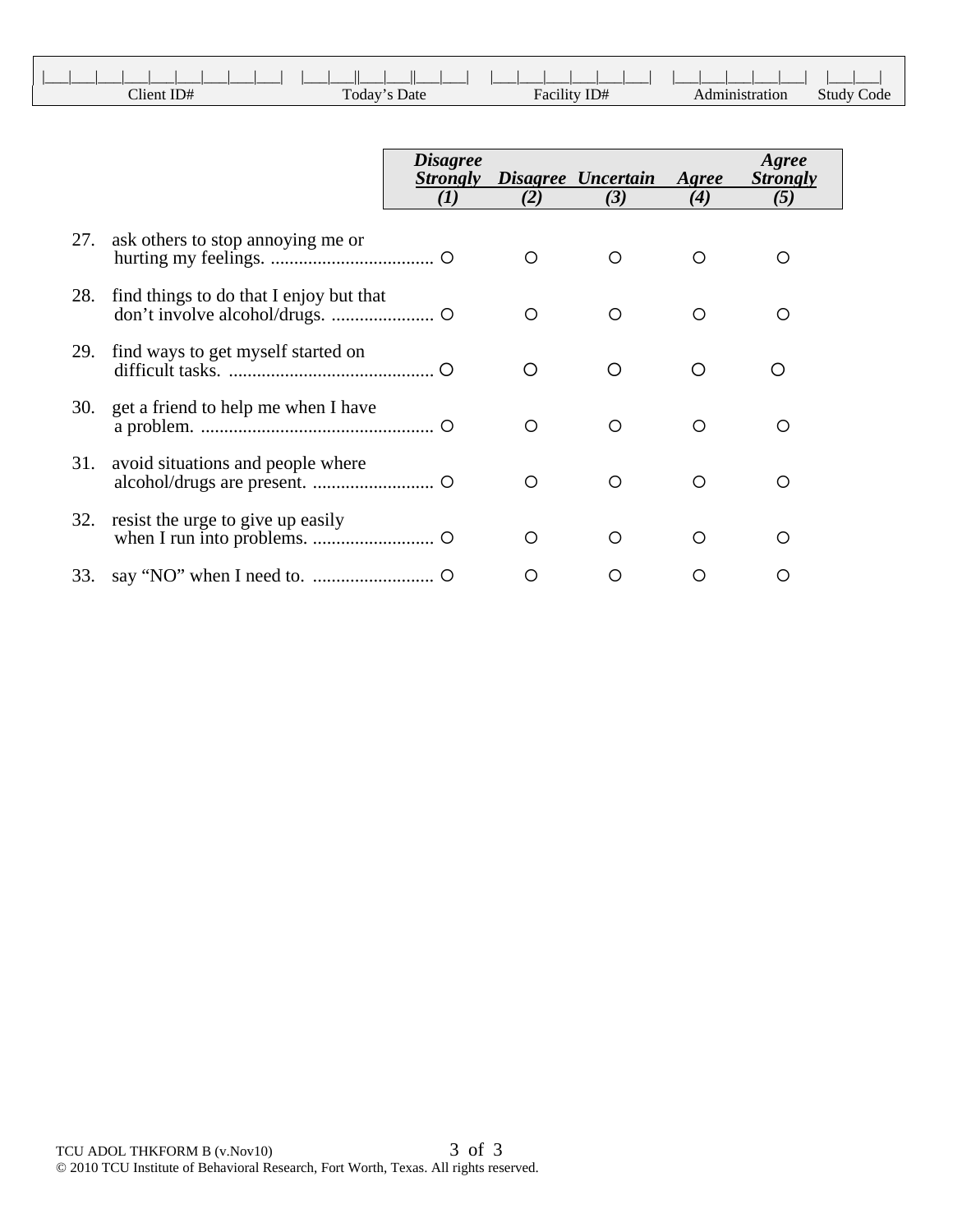| Client ID# | Today's Date | Facility ID# | Administration | Study Code |
|---|---|---|---|---|
| \|\_\_\_\|\_\_\_\|\_\_\_\|\_\_\_\|\_\_\_\|\_\_\_\|\_\_\_\|\_\_\_\|\_\_\_\| | \|\_\_\_\|\_\_\_\|\|\_\_\_\|\_\_\_\|\|\_\_\_\|\_\_\_\| | \|\_\_\_\|\_\_\_\|\_\_\_\|\_\_\_\|\_\_\_\|\_\_\_\| | \|\_\_\_\|\_\_\_\|\_\_\_\|\_\_\_\|\_\_\_\| | \|\_\_\_\|\_\_\_\| |

| | *Disagree Strongly (1)* | *Disagree (2)* | *Uncertain (3)* | *Agree (4)* | *Agree Strongly (5)* |
|---|---|---|---|---|---|
| 27. ask others to stop annoying me or hurting my feelings. | ○ | ○ | ○ | ○ | ○ |
| 28. find things to do that I enjoy but that don't involve alcohol/drugs. | ○ | ○ | ○ | ○ | ○ |
| 29. find ways to get myself started on difficult tasks. | ○ | ○ | ○ | ○ | ○ |
| 30. get a friend to help me when I have a problem. | ○ | ○ | ○ | ○ | ○ |
| 31. avoid situations and people where alcohol/drugs are present. | ○ | ○ | ○ | ○ | ○ |
| 32. resist the urge to give up easily when I run into problems. | ○ | ○ | ○ | ○ | ○ |
| 33. say "NO" when I need to. | ○ | ○ | ○ | ○ | ○ |

TCU ADOL THKFORM B (v.Nov10)

© 2010 TCU Institute of Behavioral Research, Fort Worth, Texas. All rights reserved.